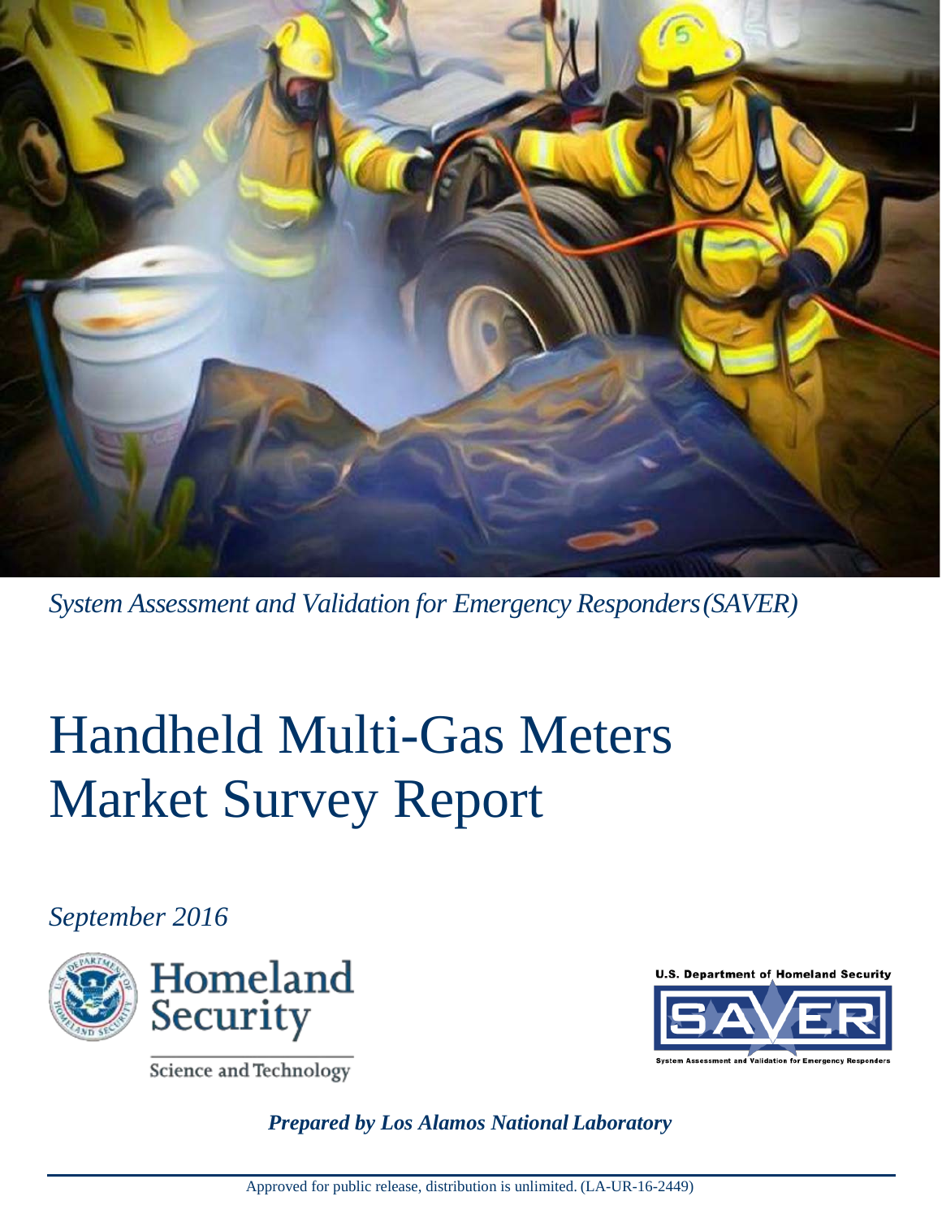*System Assessment and Validation for Emergency Responders (SAVER)*

# Handheld Multi-Gas Meters Market Survey Report

*September 2016*

Homeland Security

Science and Technology

U.S. Department of Homeland Security

SAVER

System Assessment and Validation for Emergency Responders

***Prepared by Los Alamos National Laboratory***

Approved for public release, distribution is unlimited. (LA-UR-16-2449)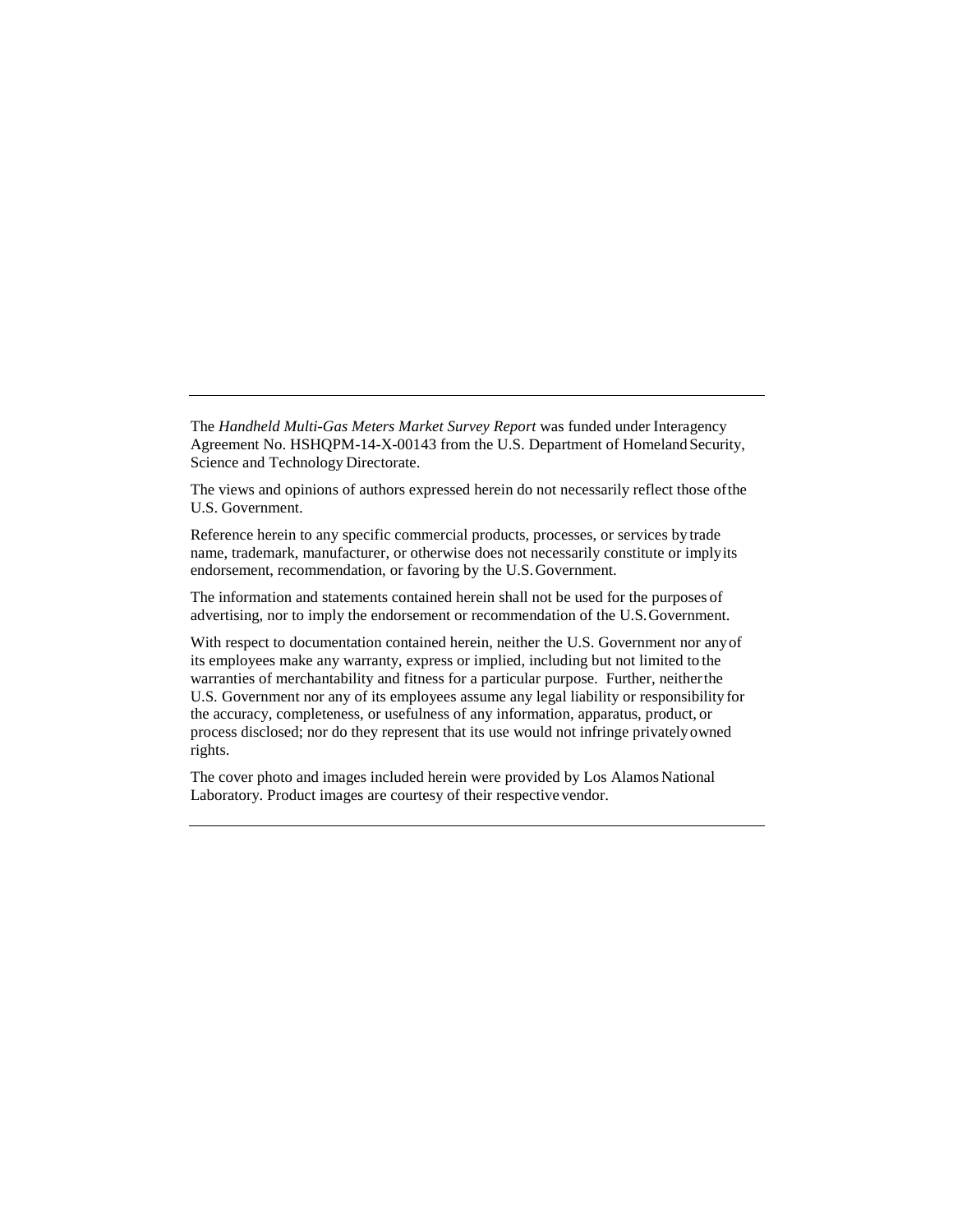---

The *Handheld Multi-Gas Meters Market Survey Report* was funded under Interagency Agreement No. HSHQPM-14-X-00143 from the U.S. Department of Homeland Security, Science and Technology Directorate.

The views and opinions of authors expressed herein do not necessarily reflect those of the U.S. Government.

Reference herein to any specific commercial products, processes, or services by trade name, trademark, manufacturer, or otherwise does not necessarily constitute or imply its endorsement, recommendation, or favoring by the U.S. Government.

The information and statements contained herein shall not be used for the purposes of advertising, nor to imply the endorsement or recommendation of the U.S. Government.

With respect to documentation contained herein, neither the U.S. Government nor any of its employees make any warranty, express or implied, including but not limited to the warranties of merchantability and fitness for a particular purpose. Further, neither the U.S. Government nor any of its employees assume any legal liability or responsibility for the accuracy, completeness, or usefulness of any information, apparatus, product, or process disclosed; nor do they represent that its use would not infringe privately owned rights.

The cover photo and images included herein were provided by Los Alamos National Laboratory. Product images are courtesy of their respective vendor.

---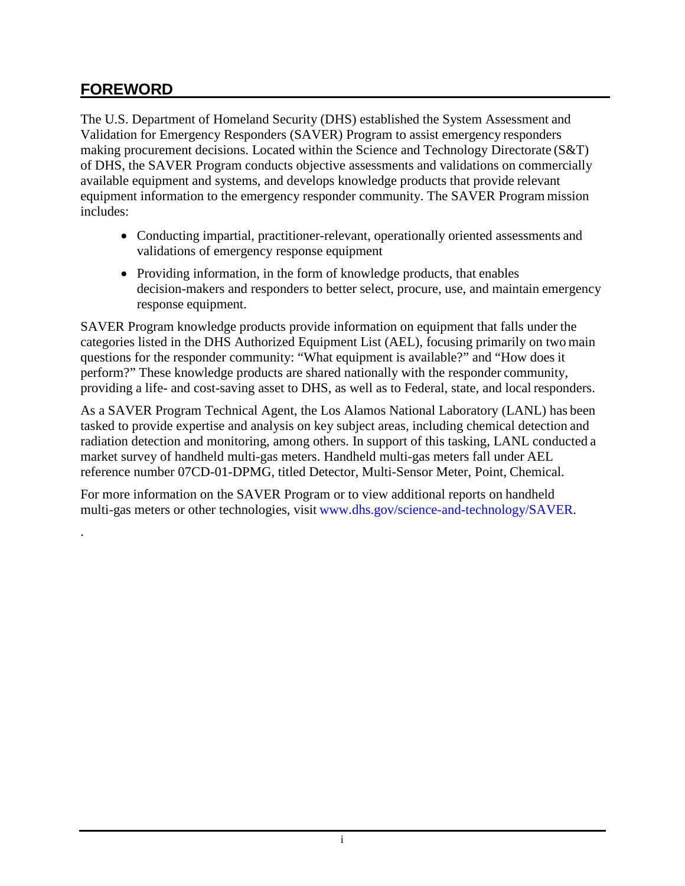## FOREWORD

The U.S. Department of Homeland Security (DHS) established the System Assessment and Validation for Emergency Responders (SAVER) Program to assist emergency responders making procurement decisions. Located within the Science and Technology Directorate (S&T) of DHS, the SAVER Program conducts objective assessments and validations on commercially available equipment and systems, and develops knowledge products that provide relevant equipment information to the emergency responder community. The SAVER Program mission includes:

- Conducting impartial, practitioner-relevant, operationally oriented assessments and validations of emergency response equipment
- Providing information, in the form of knowledge products, that enables decision-makers and responders to better select, procure, use, and maintain emergency response equipment.

SAVER Program knowledge products provide information on equipment that falls under the categories listed in the DHS Authorized Equipment List (AEL), focusing primarily on two main questions for the responder community: "What equipment is available?" and "How does it perform?" These knowledge products are shared nationally with the responder community, providing a life- and cost-saving asset to DHS, as well as to Federal, state, and local responders.

As a SAVER Program Technical Agent, the Los Alamos National Laboratory (LANL) has been tasked to provide expertise and analysis on key subject areas, including chemical detection and radiation detection and monitoring, among others. In support of this tasking, LANL conducted a market survey of handheld multi-gas meters. Handheld multi-gas meters fall under AEL reference number 07CD-01-DPMG, titled Detector, Multi-Sensor Meter, Point, Chemical.

For more information on the SAVER Program or to view additional reports on handheld multi-gas meters or other technologies, visit www.dhs.gov/science-and-technology/SAVER.

.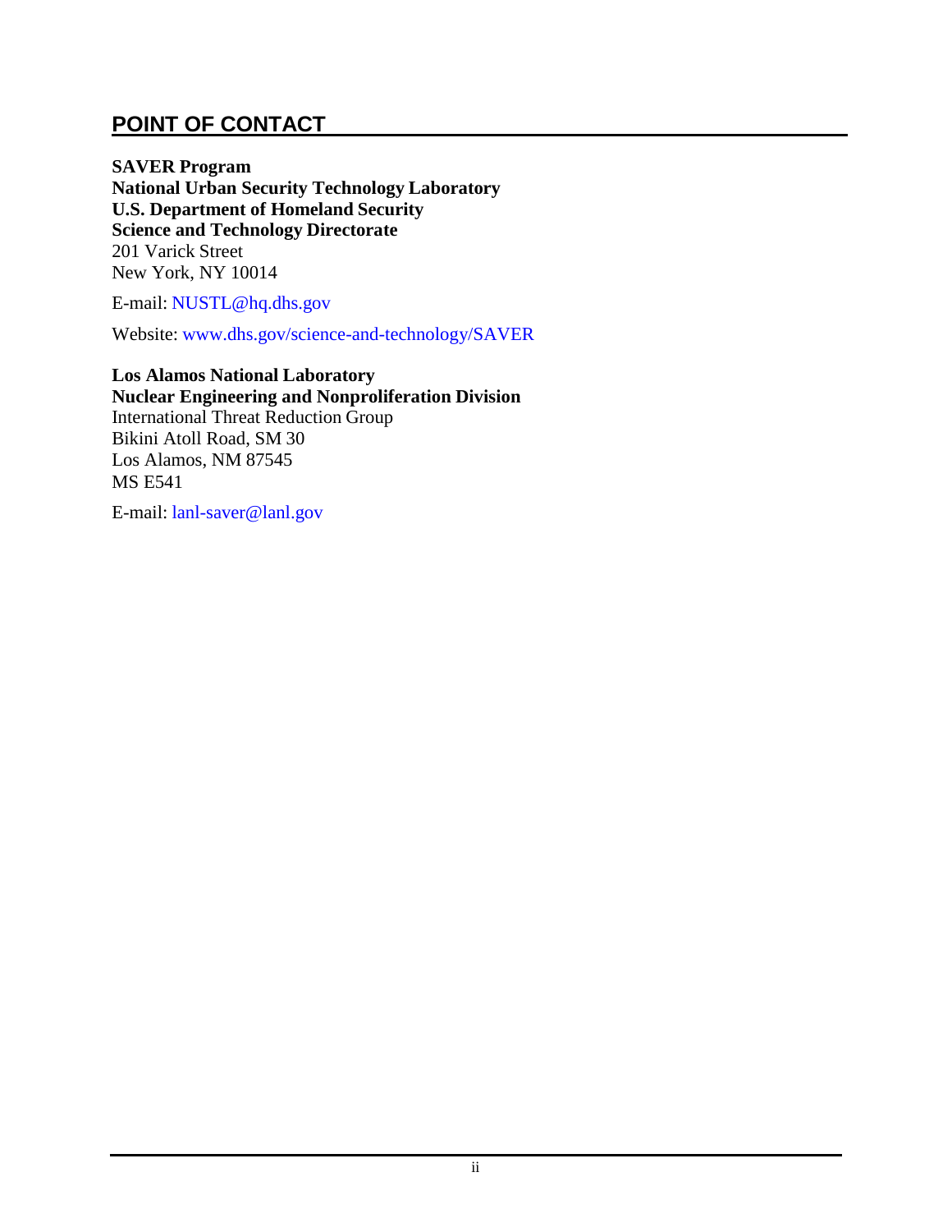## POINT OF CONTACT

**SAVER Program**
**National Urban Security Technology Laboratory**
**U.S. Department of Homeland Security**
**Science and Technology Directorate**
201 Varick Street
New York, NY 10014

E-mail: NUSTL@hq.dhs.gov

Website: www.dhs.gov/science-and-technology/SAVER

**Los Alamos National Laboratory**
**Nuclear Engineering and Nonproliferation Division**
International Threat Reduction Group
Bikini Atoll Road, SM 30
Los Alamos, NM 87545
MS E541

E-mail: lanl-saver@lanl.gov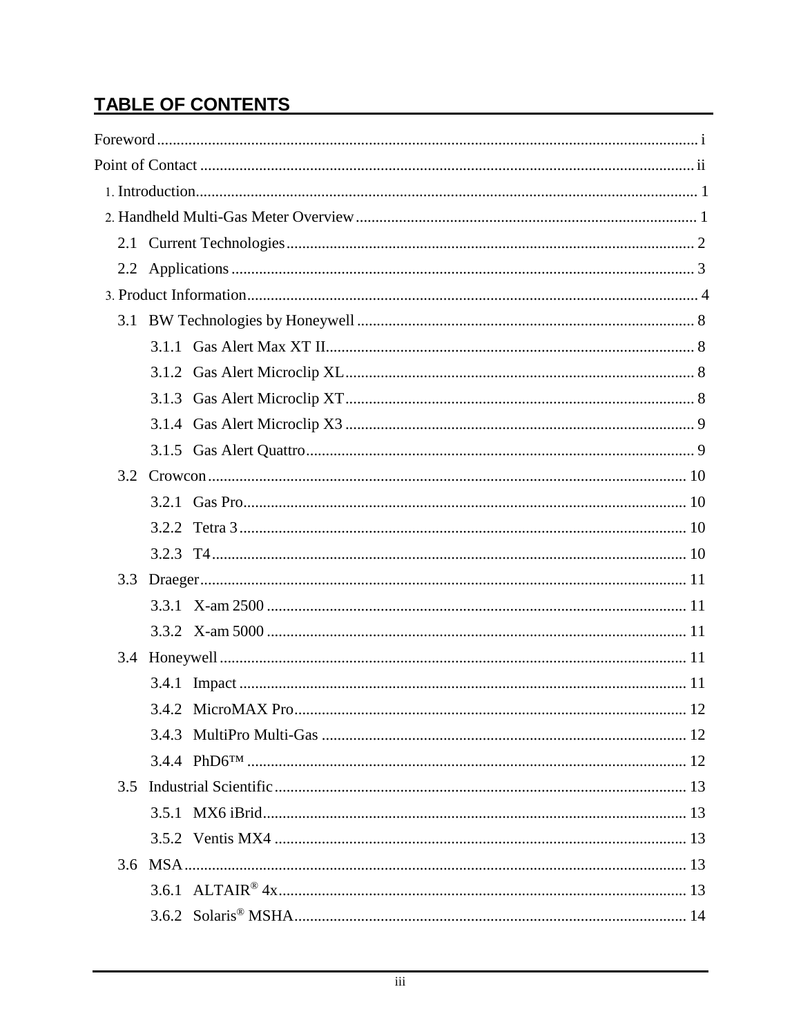## TABLE OF CONTENTS

Foreword ........ i

Point of Contact ........ ii

1. Introduction ........ 1

2. Handheld Multi-Gas Meter Overview ........ 1

   2.1 Current Technologies ........ 2

   2.2 Applications ........ 3

3. Product Information ........ 4

   3.1 BW Technologies by Honeywell ........ 8

      3.1.1 Gas Alert Max XT II ........ 8

      3.1.2 Gas Alert Microclip XL ........ 8

      3.1.3 Gas Alert Microclip XT ........ 8

      3.1.4 Gas Alert Microclip X3 ........ 9

      3.1.5 Gas Alert Quattro ........ 9

   3.2 Crowcon ........ 10

      3.2.1 Gas Pro ........ 10

      3.2.2 Tetra 3 ........ 10

      3.2.3 T4 ........ 10

   3.3 Draeger ........ 11

      3.3.1 X-am 2500 ........ 11

      3.3.2 X-am 5000 ........ 11

   3.4 Honeywell ........ 11

      3.4.1 Impact ........ 11

      3.4.2 MicroMAX Pro ........ 12

      3.4.3 MultiPro Multi-Gas ........ 12

      3.4.4 PhD6™ ........ 12

   3.5 Industrial Scientific ........ 13

      3.5.1 MX6 iBrid ........ 13

      3.5.2 Ventis MX4 ........ 13

   3.6 MSA ........ 13

      3.6.1 ALTAIR® 4x ........ 13

      3.6.2 Solaris® MSHA ........ 14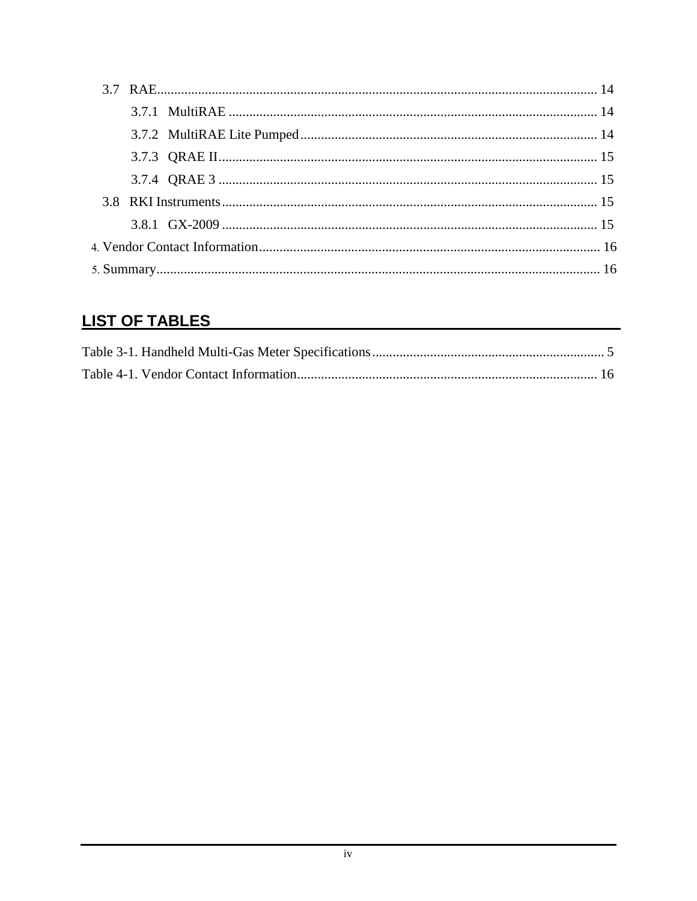3.7 RAE ........................................................................................................................ 14

3.7.1 MultiRAE ........................................................................................................ 14

3.7.2 MultiRAE Lite Pumped .................................................................................... 14

3.7.3 QRAE II ........................................................................................................... 15

3.7.4 QRAE 3 ........................................................................................................... 15

3.8 RKI Instruments ........................................................................................................ 15

3.8.1 GX-2009 .......................................................................................................... 15

4. Vendor Contact Information ......................................................................................... 16

5. Summary ...................................................................................................................... 16

## LIST OF TABLES

Table 3-1. Handheld Multi-Gas Meter Specifications ........................................................ 5

Table 4-1. Vendor Contact Information ........................................................................... 16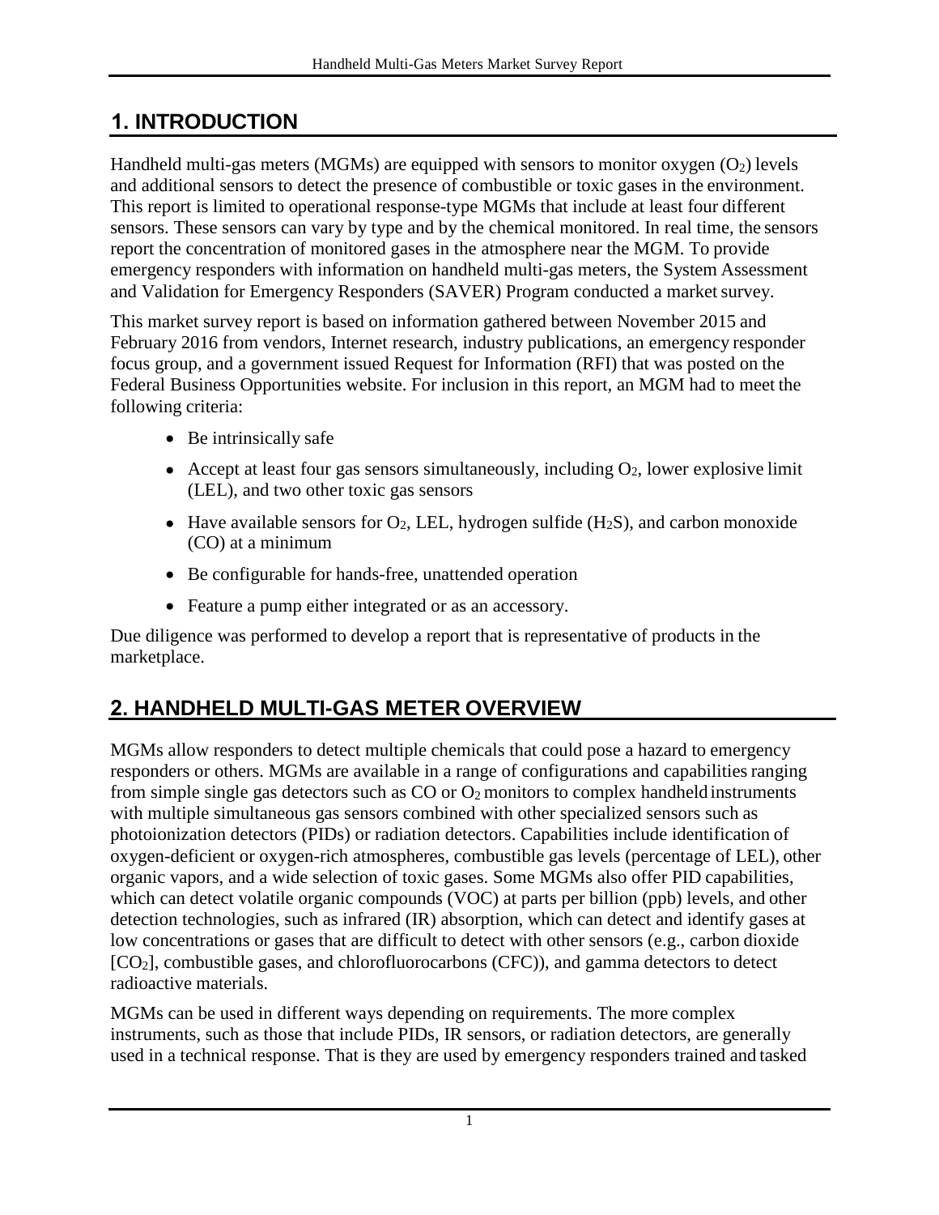## 1. INTRODUCTION

Handheld multi-gas meters (MGMs) are equipped with sensors to monitor oxygen ($O_2$) levels and additional sensors to detect the presence of combustible or toxic gases in the environment. This report is limited to operational response-type MGMs that include at least four different sensors. These sensors can vary by type and by the chemical monitored. In real time, the sensors report the concentration of monitored gases in the atmosphere near the MGM. To provide emergency responders with information on handheld multi-gas meters, the System Assessment and Validation for Emergency Responders (SAVER) Program conducted a market survey.

This market survey report is based on information gathered between November 2015 and February 2016 from vendors, Internet research, industry publications, an emergency responder focus group, and a government issued Request for Information (RFI) that was posted on the Federal Business Opportunities website. For inclusion in this report, an MGM had to meet the following criteria:

- Be intrinsically safe
- Accept at least four gas sensors simultaneously, including $O_2$, lower explosive limit (LEL), and two other toxic gas sensors
- Have available sensors for $O_2$, LEL, hydrogen sulfide ($H_2S$), and carbon monoxide (CO) at a minimum
- Be configurable for hands-free, unattended operation
- Feature a pump either integrated or as an accessory.

Due diligence was performed to develop a report that is representative of products in the marketplace.

## 2. HANDHELD MULTI-GAS METER OVERVIEW

MGMs allow responders to detect multiple chemicals that could pose a hazard to emergency responders or others. MGMs are available in a range of configurations and capabilities ranging from simple single gas detectors such as CO or $O_2$ monitors to complex handheld instruments with multiple simultaneous gas sensors combined with other specialized sensors such as photoionization detectors (PIDs) or radiation detectors. Capabilities include identification of oxygen-deficient or oxygen-rich atmospheres, combustible gas levels (percentage of LEL), other organic vapors, and a wide selection of toxic gases. Some MGMs also offer PID capabilities, which can detect volatile organic compounds (VOC) at parts per billion (ppb) levels, and other detection technologies, such as infrared (IR) absorption, which can detect and identify gases at low concentrations or gases that are difficult to detect with other sensors (e.g., carbon dioxide [$CO_2$], combustible gases, and chlorofluorocarbons (CFC)), and gamma detectors to detect radioactive materials.

MGMs can be used in different ways depending on requirements. The more complex instruments, such as those that include PIDs, IR sensors, or radiation detectors, are generally used in a technical response. That is they are used by emergency responders trained and tasked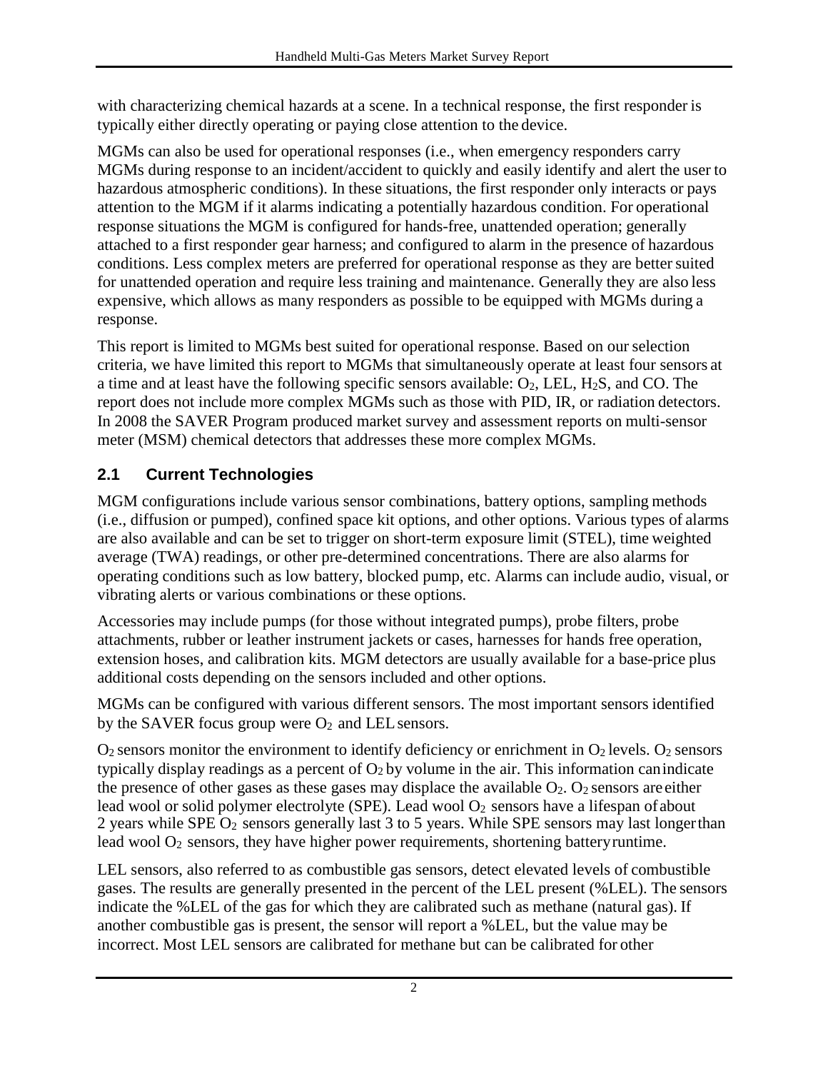with characterizing chemical hazards at a scene. In a technical response, the first responder is typically either directly operating or paying close attention to the device.

MGMs can also be used for operational responses (i.e., when emergency responders carry MGMs during response to an incident/accident to quickly and easily identify and alert the user to hazardous atmospheric conditions). In these situations, the first responder only interacts or pays attention to the MGM if it alarms indicating a potentially hazardous condition. For operational response situations the MGM is configured for hands-free, unattended operation; generally attached to a first responder gear harness; and configured to alarm in the presence of hazardous conditions. Less complex meters are preferred for operational response as they are better suited for unattended operation and require less training and maintenance. Generally they are also less expensive, which allows as many responders as possible to be equipped with MGMs during a response.

This report is limited to MGMs best suited for operational response. Based on our selection criteria, we have limited this report to MGMs that simultaneously operate at least four sensors at a time and at least have the following specific sensors available: $O_2$, LEL, $H_2S$, and CO. The report does not include more complex MGMs such as those with PID, IR, or radiation detectors. In 2008 the SAVER Program produced market survey and assessment reports on multi-sensor meter (MSM) chemical detectors that addresses these more complex MGMs.

## 2.1 Current Technologies

MGM configurations include various sensor combinations, battery options, sampling methods (i.e., diffusion or pumped), confined space kit options, and other options. Various types of alarms are also available and can be set to trigger on short-term exposure limit (STEL), time weighted average (TWA) readings, or other pre-determined concentrations. There are also alarms for operating conditions such as low battery, blocked pump, etc. Alarms can include audio, visual, or vibrating alerts or various combinations or these options.

Accessories may include pumps (for those without integrated pumps), probe filters, probe attachments, rubber or leather instrument jackets or cases, harnesses for hands free operation, extension hoses, and calibration kits. MGM detectors are usually available for a base-price plus additional costs depending on the sensors included and other options.

MGMs can be configured with various different sensors. The most important sensors identified by the SAVER focus group were $O_2$ and LEL sensors.

$O_2$ sensors monitor the environment to identify deficiency or enrichment in $O_2$ levels. $O_2$ sensors typically display readings as a percent of $O_2$ by volume in the air. This information can indicate the presence of other gases as these gases may displace the available $O_2$. $O_2$ sensors are either lead wool or solid polymer electrolyte (SPE). Lead wool $O_2$ sensors have a lifespan of about 2 years while SPE $O_2$ sensors generally last 3 to 5 years. While SPE sensors may last longer than lead wool $O_2$ sensors, they have higher power requirements, shortening battery runtime.

LEL sensors, also referred to as combustible gas sensors, detect elevated levels of combustible gases. The results are generally presented in the percent of the LEL present (%LEL). The sensors indicate the %LEL of the gas for which they are calibrated such as methane (natural gas). If another combustible gas is present, the sensor will report a %LEL, but the value may be incorrect. Most LEL sensors are calibrated for methane but can be calibrated for other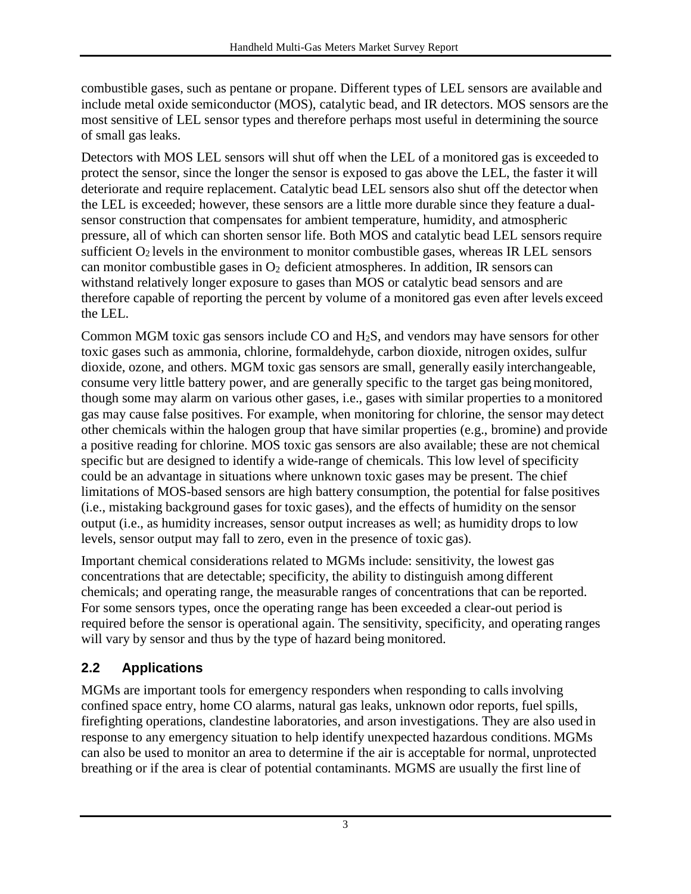combustible gases, such as pentane or propane. Different types of LEL sensors are available and include metal oxide semiconductor (MOS), catalytic bead, and IR detectors. MOS sensors are the most sensitive of LEL sensor types and therefore perhaps most useful in determining the source of small gas leaks.

Detectors with MOS LEL sensors will shut off when the LEL of a monitored gas is exceeded to protect the sensor, since the longer the sensor is exposed to gas above the LEL, the faster it will deteriorate and require replacement. Catalytic bead LEL sensors also shut off the detector when the LEL is exceeded; however, these sensors are a little more durable since they feature a dual-sensor construction that compensates for ambient temperature, humidity, and atmospheric pressure, all of which can shorten sensor life. Both MOS and catalytic bead LEL sensors require sufficient $O_2$ levels in the environment to monitor combustible gases, whereas IR LEL sensors can monitor combustible gases in $O_2$ deficient atmospheres. In addition, IR sensors can withstand relatively longer exposure to gases than MOS or catalytic bead sensors and are therefore capable of reporting the percent by volume of a monitored gas even after levels exceed the LEL.

Common MGM toxic gas sensors include CO and $H_2S$, and vendors may have sensors for other toxic gases such as ammonia, chlorine, formaldehyde, carbon dioxide, nitrogen oxides, sulfur dioxide, ozone, and others. MGM toxic gas sensors are small, generally easily interchangeable, consume very little battery power, and are generally specific to the target gas being monitored, though some may alarm on various other gases, i.e., gases with similar properties to a monitored gas may cause false positives. For example, when monitoring for chlorine, the sensor may detect other chemicals within the halogen group that have similar properties (e.g., bromine) and provide a positive reading for chlorine. MOS toxic gas sensors are also available; these are not chemical specific but are designed to identify a wide-range of chemicals. This low level of specificity could be an advantage in situations where unknown toxic gases may be present. The chief limitations of MOS-based sensors are high battery consumption, the potential for false positives (i.e., mistaking background gases for toxic gases), and the effects of humidity on the sensor output (i.e., as humidity increases, sensor output increases as well; as humidity drops to low levels, sensor output may fall to zero, even in the presence of toxic gas).

Important chemical considerations related to MGMs include: sensitivity, the lowest gas concentrations that are detectable; specificity, the ability to distinguish among different chemicals; and operating range, the measurable ranges of concentrations that can be reported. For some sensors types, once the operating range has been exceeded a clear-out period is required before the sensor is operational again. The sensitivity, specificity, and operating ranges will vary by sensor and thus by the type of hazard being monitored.

## 2.2 Applications

MGMs are important tools for emergency responders when responding to calls involving confined space entry, home CO alarms, natural gas leaks, unknown odor reports, fuel spills, firefighting operations, clandestine laboratories, and arson investigations. They are also used in response to any emergency situation to help identify unexpected hazardous conditions. MGMs can also be used to monitor an area to determine if the air is acceptable for normal, unprotected breathing or if the area is clear of potential contaminants. MGMS are usually the first line of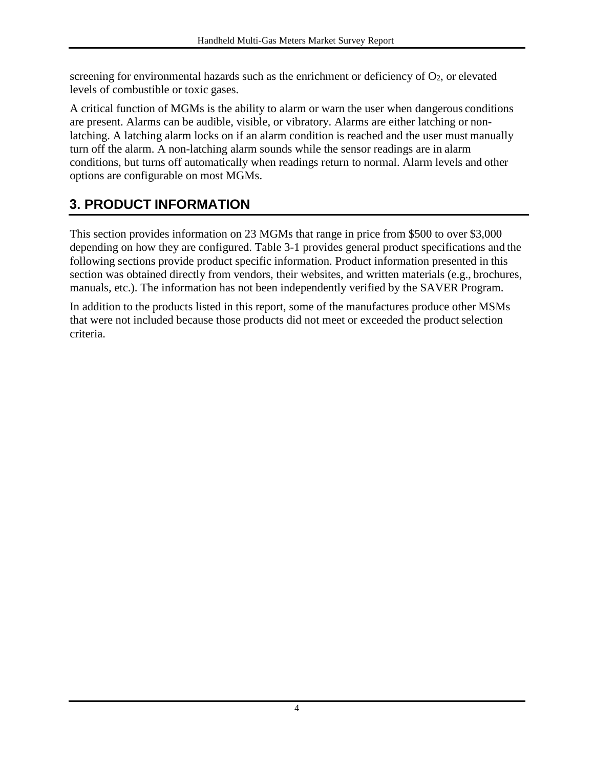screening for environmental hazards such as the enrichment or deficiency of $O_2$, or elevated levels of combustible or toxic gases.

A critical function of MGMs is the ability to alarm or warn the user when dangerous conditions are present. Alarms can be audible, visible, or vibratory. Alarms are either latching or non-latching. A latching alarm locks on if an alarm condition is reached and the user must manually turn off the alarm. A non-latching alarm sounds while the sensor readings are in alarm conditions, but turns off automatically when readings return to normal. Alarm levels and other options are configurable on most MGMs.

## 3. PRODUCT INFORMATION

This section provides information on 23 MGMs that range in price from $500 to over $3,000 depending on how they are configured. Table 3-1 provides general product specifications and the following sections provide product specific information. Product information presented in this section was obtained directly from vendors, their websites, and written materials (e.g., brochures, manuals, etc.). The information has not been independently verified by the SAVER Program.

In addition to the products listed in this report, some of the manufactures produce other MSMs that were not included because those products did not meet or exceeded the product selection criteria.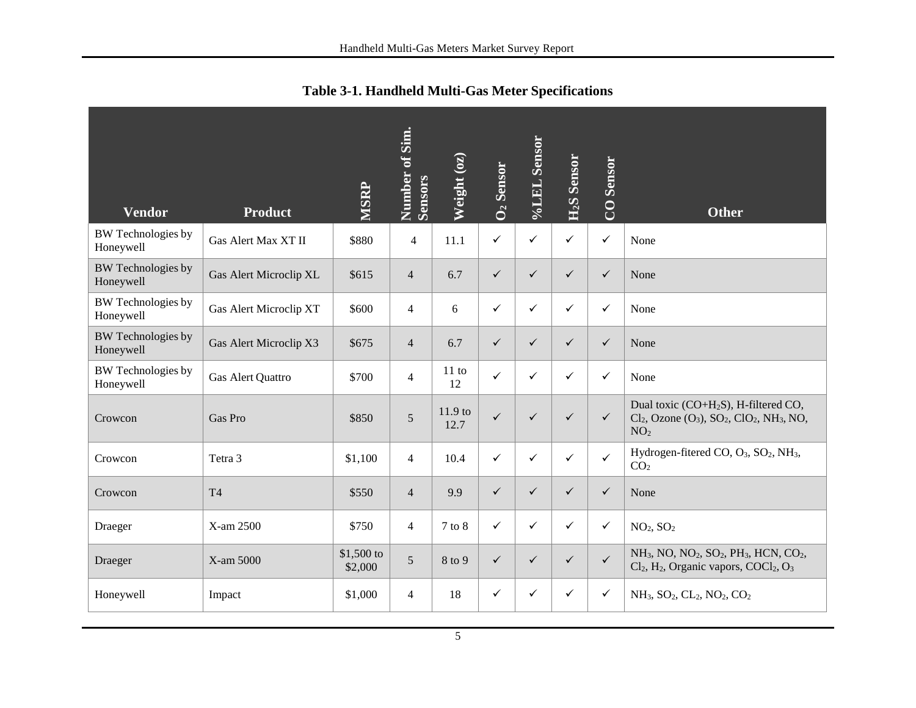**Table 3-1. Handheld Multi-Gas Meter Specifications**

| Vendor | Product | MSRP | Number of Sim. Sensors | Weight (oz) | $O_2$ Sensor | %LEL Sensor | $H_2S$ Sensor | CO Sensor | Other |
|---|---|---|---|---|---|---|---|---|---|
| BW Technologies by Honeywell | Gas Alert Max XT II | $880 | 4 | 11.1 | ✓ | ✓ | ✓ | ✓ | None |
| BW Technologies by Honeywell | Gas Alert Microclip XL | $615 | 4 | 6.7 | ✓ | ✓ | ✓ | ✓ | None |
| BW Technologies by Honeywell | Gas Alert Microclip XT | $600 | 4 | 6 | ✓ | ✓ | ✓ | ✓ | None |
| BW Technologies by Honeywell | Gas Alert Microclip X3 | $675 | 4 | 6.7 | ✓ | ✓ | ✓ | ✓ | None |
| BW Technologies by Honeywell | Gas Alert Quattro | $700 | 4 | 11 to 12 | ✓ | ✓ | ✓ | ✓ | None |
| Crowcon | Gas Pro | $850 | 5 | 11.9 to 12.7 | ✓ | ✓ | ✓ | ✓ | Dual toxic ($CO+H_2S$), H-filtered CO, $Cl_2$, Ozone ($O_3$), $SO_2$, $ClO_2$, $NH_3$, NO, $NO_2$ |
| Crowcon | Tetra 3 | $1,100 | 4 | 10.4 | ✓ | ✓ | ✓ | ✓ | Hydrogen-fitered CO, $O_3$, $SO_2$, $NH_3$, $CO_2$ |
| Crowcon | T4 | $550 | 4 | 9.9 | ✓ | ✓ | ✓ | ✓ | None |
| Draeger | X-am 2500 | $750 | 4 | 7 to 8 | ✓ | ✓ | ✓ | ✓ | $NO_2$, $SO_2$ |
| Draeger | X-am 5000 | $1,500 to $2,000 | 5 | 8 to 9 | ✓ | ✓ | ✓ | ✓ | $NH_3$, NO, $NO_2$, $SO_2$, $PH_3$, HCN, $CO_2$, $Cl_2$, $H_2$, Organic vapors, $COCl_2$, $O_3$ |
| Honeywell | Impact | $1,000 | 4 | 18 | ✓ | ✓ | ✓ | ✓ | $NH_3$, $SO_2$, $CL_2$, $NO_2$, $CO_2$ |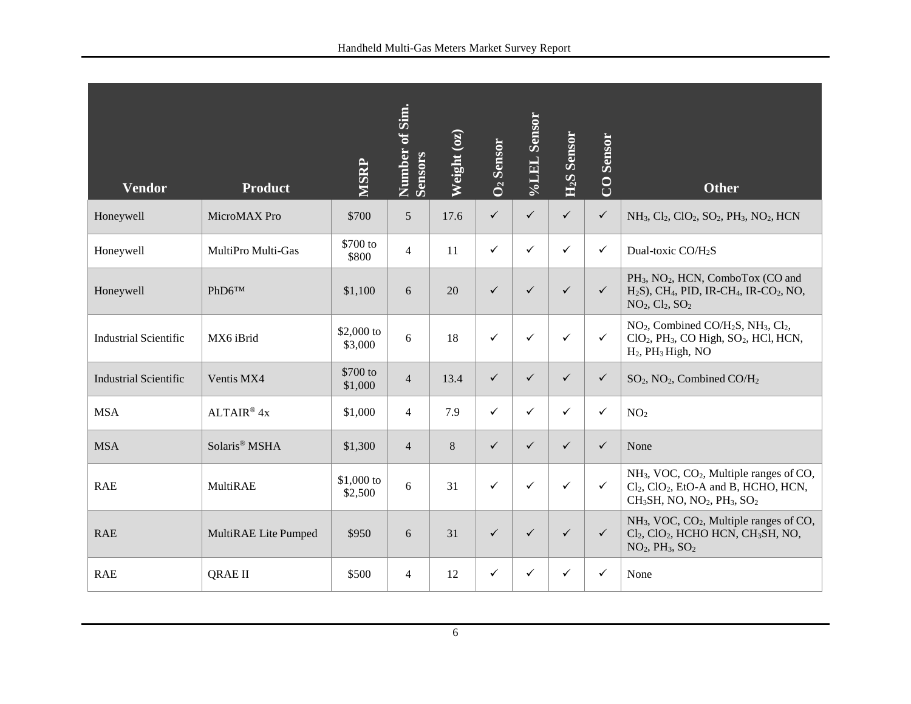| Vendor | Product | MSRP | Number of Sim. Sensors | Weight (oz) | $O_2$ Sensor | %LEL Sensor | $H_2S$ Sensor | CO Sensor | Other |
|---|---|---|---|---|---|---|---|---|---|
| Honeywell | MicroMAX Pro | \$700 | 5 | 17.6 | ✓ | ✓ | ✓ | ✓ | $NH_3$, $Cl_2$, $ClO_2$, $SO_2$, $PH_3$, $NO_2$, HCN |
| Honeywell | MultiPro Multi-Gas | \$700 to \$800 | 4 | 11 | ✓ | ✓ | ✓ | ✓ | Dual-toxic CO/$H_2S$ |
| Honeywell | PhD6™ | \$1,100 | 6 | 20 | ✓ | ✓ | ✓ | ✓ | $PH_3$, $NO_2$, HCN, ComboTox (CO and $H_2S$), $CH_4$, PID, IR-$CH_4$, IR-$CO_2$, NO, $NO_2$, $Cl_2$, $SO_2$ |
| Industrial Scientific | MX6 iBrid | \$2,000 to \$3,000 | 6 | 18 | ✓ | ✓ | ✓ | ✓ | $NO_2$, Combined CO/$H_2S$, $NH_3$, $Cl_2$, $ClO_2$, $PH_3$, CO High, $SO_2$, HCl, HCN, $H_2$, $PH_3$ High, NO |
| Industrial Scientific | Ventis MX4 | \$700 to \$1,000 | 4 | 13.4 | ✓ | ✓ | ✓ | ✓ | $SO_2$, $NO_2$, Combined CO/$H_2$ |
| MSA | ALTAIR® 4x | \$1,000 | 4 | 7.9 | ✓ | ✓ | ✓ | ✓ | $NO_2$ |
| MSA | Solaris® MSHA | \$1,300 | 4 | 8 | ✓ | ✓ | ✓ | ✓ | None |
| RAE | MultiRAE | \$1,000 to \$2,500 | 6 | 31 | ✓ | ✓ | ✓ | ✓ | $NH_3$, VOC, $CO_2$, Multiple ranges of CO, $Cl_2$, $ClO_2$, EtO-A and B, HCHO, HCN, $CH_3SH$, NO, $NO_2$, $PH_3$, $SO_2$ |
| RAE | MultiRAE Lite Pumped | \$950 | 6 | 31 | ✓ | ✓ | ✓ | ✓ | $NH_3$, VOC, $CO_2$, Multiple ranges of CO, $Cl_2$, $ClO_2$, HCHO HCN, $CH_3SH$, NO, $NO_2$, $PH_3$, $SO_2$ |
| RAE | QRAE II | \$500 | 4 | 12 | ✓ | ✓ | ✓ | ✓ | None |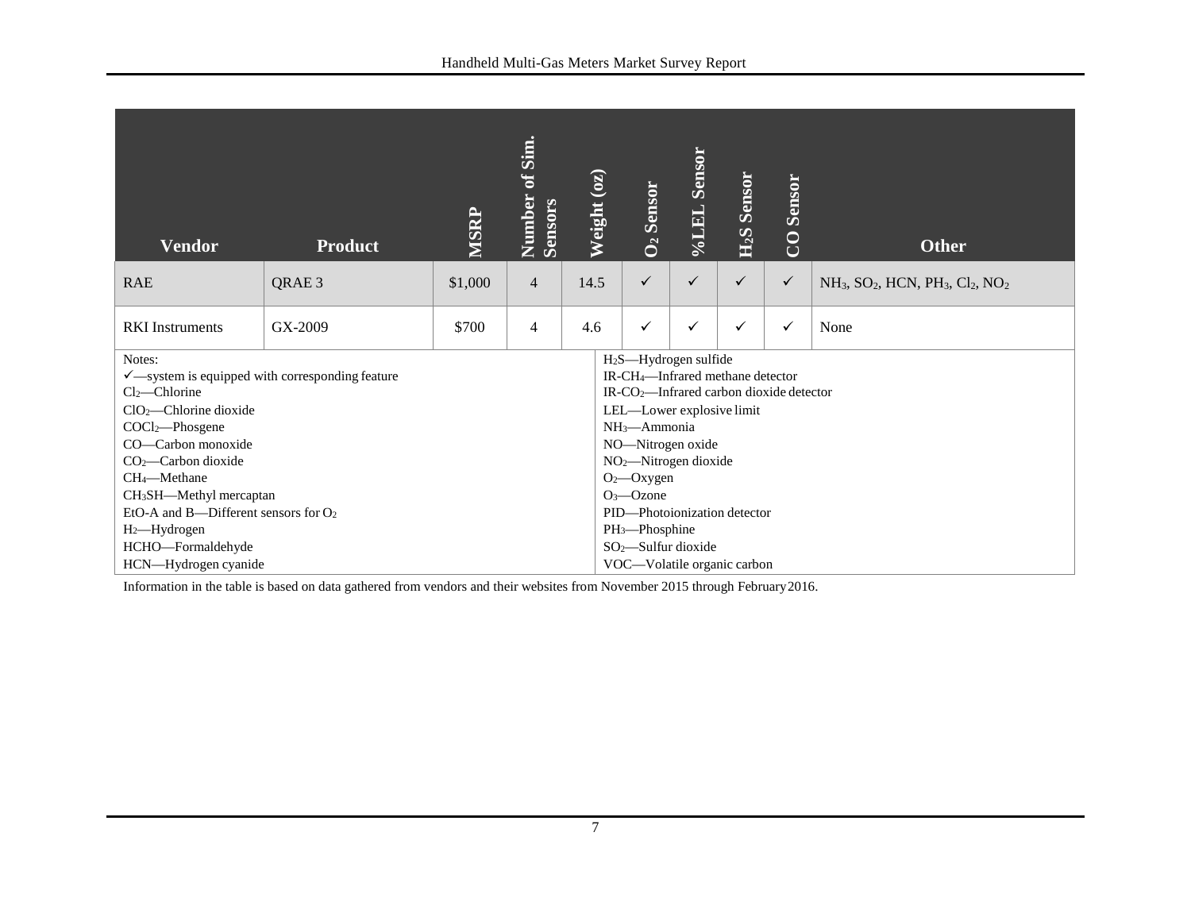| Vendor | Product | MSRP | Number of Sim. Sensors | Weight (oz) | $O_2$ Sensor | %LEL Sensor | $H_2S$ Sensor | CO Sensor | Other |
|---|---|---|---|---|---|---|---|---|---|
| RAE | QRAE 3 | $1,000 | 4 | 14.5 | ✓ | ✓ | ✓ | ✓ | $NH_3$, $SO_2$, HCN, $PH_3$, $Cl_2$, $NO_2$ |
| RKI Instruments | GX-2009 | $700 | 4 | 4.6 | ✓ | ✓ | ✓ | ✓ | None |

Notes:

✓—system is equipped with corresponding feature
$Cl_2$—Chlorine
$ClO_2$—Chlorine dioxide
$COCl_2$—Phosgene
CO—Carbon monoxide
$CO_2$—Carbon dioxide
$CH_4$—Methane
$CH_3SH$—Methyl mercaptan
EtO-A and B—Different sensors for $O_2$
$H_2$—Hydrogen
HCHO—Formaldehyde
HCN—Hydrogen cyanide
$H_2S$—Hydrogen sulfide
IR-$CH_4$—Infrared methane detector
IR-$CO_2$—Infrared carbon dioxide detector
LEL—Lower explosive limit
$NH_3$—Ammonia
NO—Nitrogen oxide
$NO_2$—Nitrogen dioxide
$O_2$—Oxygen
$O_3$—Ozone
PID—Photoionization detector
$PH_3$—Phosphine
$SO_2$—Sulfur dioxide
VOC—Volatile organic carbon

Information in the table is based on data gathered from vendors and their websites from November 2015 through February 2016.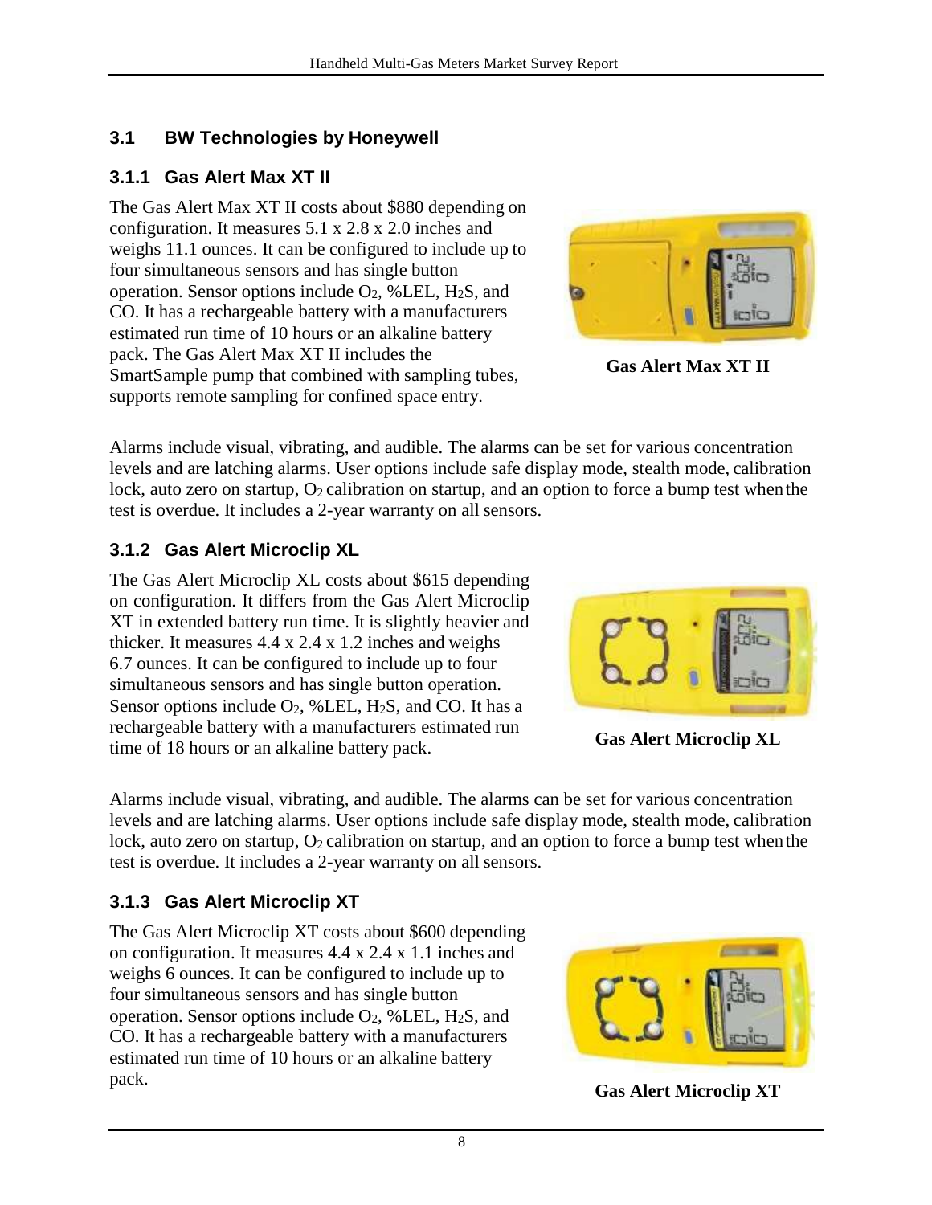## 3.1 BW Technologies by Honeywell

### 3.1.1 Gas Alert Max XT II

The Gas Alert Max XT II costs about $880 depending on configuration. It measures 5.1 x 2.8 x 2.0 inches and weighs 11.1 ounces. It can be configured to include up to four simultaneous sensors and has single button operation. Sensor options include $O_2$, %LEL, $H_2S$, and CO. It has a rechargeable battery with a manufacturers estimated run time of 10 hours or an alkaline battery pack. The Gas Alert Max XT II includes the SmartSample pump that combined with sampling tubes, supports remote sampling for confined space entry.

**Gas Alert Max XT II**

Alarms include visual, vibrating, and audible. The alarms can be set for various concentration levels and are latching alarms. User options include safe display mode, stealth mode, calibration lock, auto zero on startup, $O_2$ calibration on startup, and an option to force a bump test when the test is overdue. It includes a 2-year warranty on all sensors.

### 3.1.2 Gas Alert Microclip XL

The Gas Alert Microclip XL costs about $615 depending on configuration. It differs from the Gas Alert Microclip XT in extended battery run time. It is slightly heavier and thicker. It measures 4.4 x 2.4 x 1.2 inches and weighs 6.7 ounces. It can be configured to include up to four simultaneous sensors and has single button operation. Sensor options include $O_2$, %LEL, $H_2S$, and CO. It has a rechargeable battery with a manufacturers estimated run time of 18 hours or an alkaline battery pack.

**Gas Alert Microclip XL**

Alarms include visual, vibrating, and audible. The alarms can be set for various concentration levels and are latching alarms. User options include safe display mode, stealth mode, calibration lock, auto zero on startup, $O_2$ calibration on startup, and an option to force a bump test when the test is overdue. It includes a 2-year warranty on all sensors.

### 3.1.3 Gas Alert Microclip XT

The Gas Alert Microclip XT costs about $600 depending on configuration. It measures 4.4 x 2.4 x 1.1 inches and weighs 6 ounces. It can be configured to include up to four simultaneous sensors and has single button operation. Sensor options include $O_2$, %LEL, $H_2S$, and CO. It has a rechargeable battery with a manufacturers estimated run time of 10 hours or an alkaline battery pack.

**Gas Alert Microclip XT**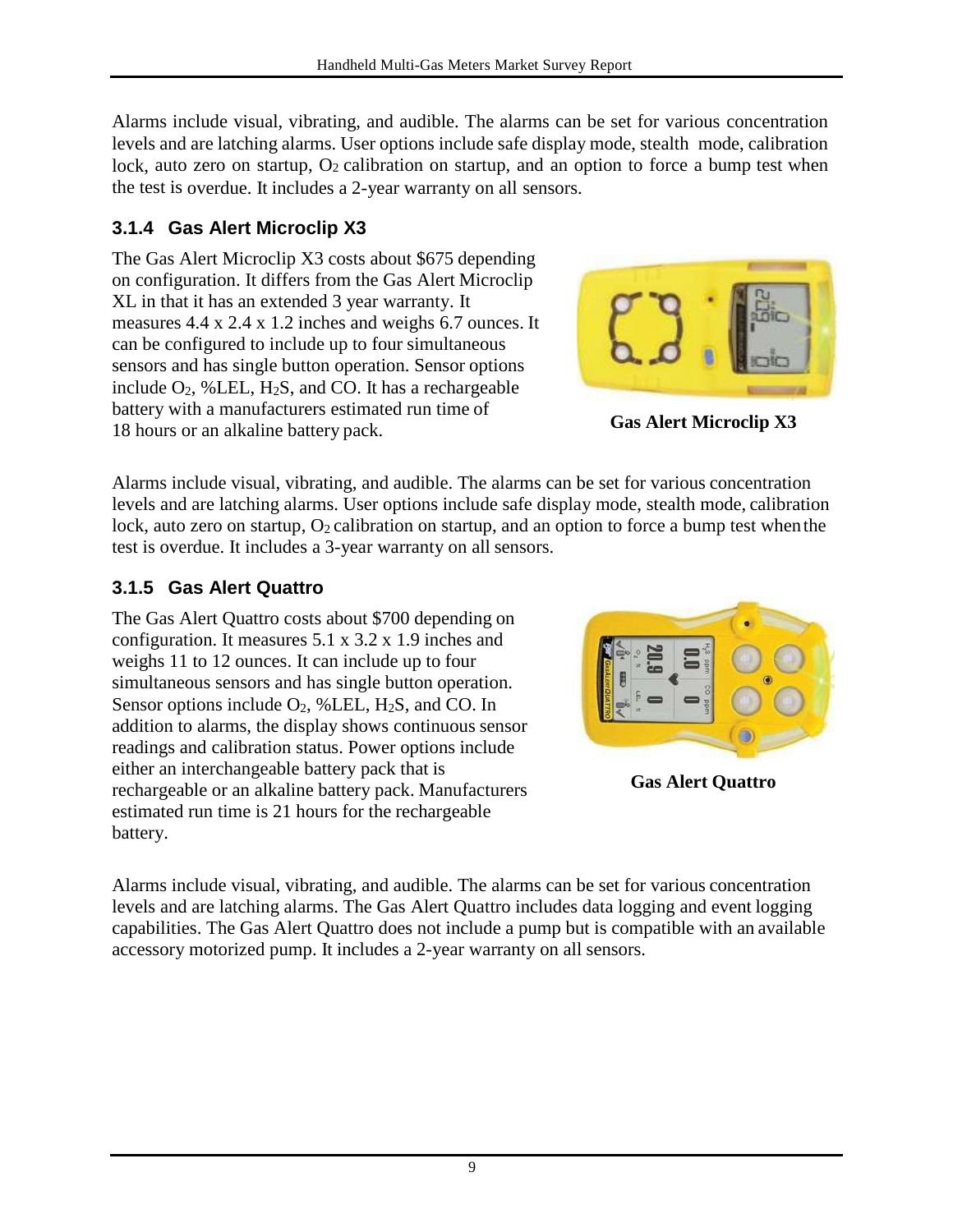Alarms include visual, vibrating, and audible. The alarms can be set for various concentration levels and are latching alarms. User options include safe display mode, stealth mode, calibration lock, auto zero on startup, $O_2$ calibration on startup, and an option to force a bump test when the test is overdue. It includes a 2-year warranty on all sensors.

### 3.1.4 Gas Alert Microclip X3

The Gas Alert Microclip X3 costs about $675 depending on configuration. It differs from the Gas Alert Microclip XL in that it has an extended 3 year warranty. It measures 4.4 x 2.4 x 1.2 inches and weighs 6.7 ounces. It can be configured to include up to four simultaneous sensors and has single button operation. Sensor options include $O_2$, %LEL, $H_2S$, and CO. It has a rechargeable battery with a manufacturers estimated run time of 18 hours or an alkaline battery pack.

**Gas Alert Microclip X3**

Alarms include visual, vibrating, and audible. The alarms can be set for various concentration levels and are latching alarms. User options include safe display mode, stealth mode, calibration lock, auto zero on startup, $O_2$ calibration on startup, and an option to force a bump test when the test is overdue. It includes a 3-year warranty on all sensors.

### 3.1.5 Gas Alert Quattro

The Gas Alert Quattro costs about $700 depending on configuration. It measures 5.1 x 3.2 x 1.9 inches and weighs 11 to 12 ounces. It can include up to four simultaneous sensors and has single button operation. Sensor options include $O_2$, %LEL, $H_2S$, and CO. In addition to alarms, the display shows continuous sensor readings and calibration status. Power options include either an interchangeable battery pack that is rechargeable or an alkaline battery pack. Manufacturers estimated run time is 21 hours for the rechargeable battery.

**Gas Alert Quattro**

Alarms include visual, vibrating, and audible. The alarms can be set for various concentration levels and are latching alarms. The Gas Alert Quattro includes data logging and event logging capabilities. The Gas Alert Quattro does not include a pump but is compatible with an available accessory motorized pump. It includes a 2-year warranty on all sensors.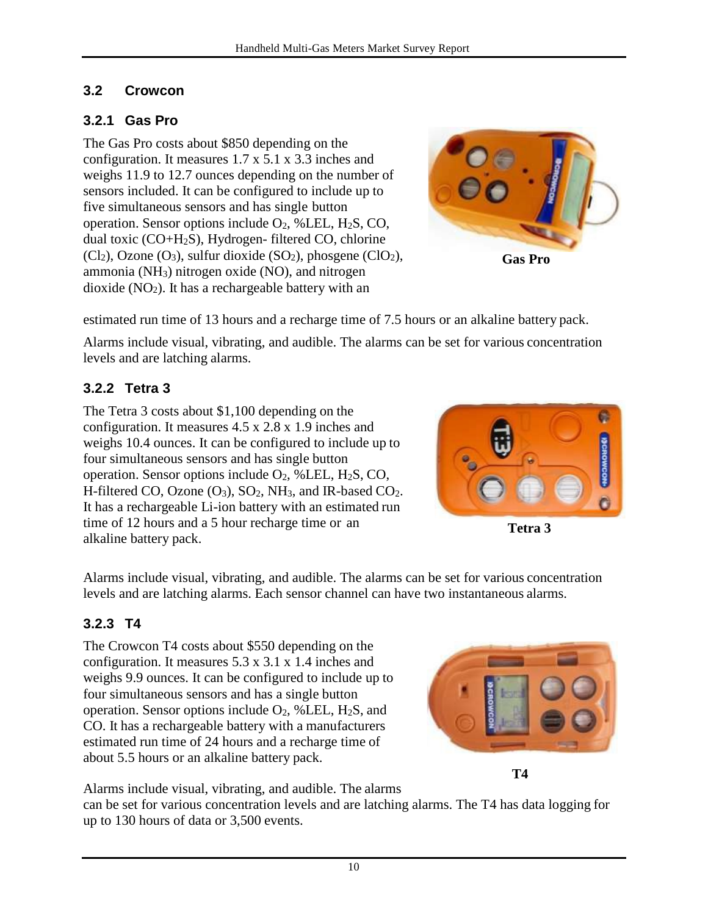## 3.2 Crowcon

### 3.2.1 Gas Pro

The Gas Pro costs about \$850 depending on the configuration. It measures 1.7 x 5.1 x 3.3 inches and weighs 11.9 to 12.7 ounces depending on the number of sensors included. It can be configured to include up to five simultaneous sensors and has single button operation. Sensor options include $O_2$, %LEL, $H_2S$, CO, dual toxic (CO+$H_2S$), Hydrogen- filtered CO, chlorine ($Cl_2$), Ozone ($O_3$), sulfur dioxide ($SO_2$), phosgene ($ClO_2$), ammonia ($NH_3$) nitrogen oxide (NO), and nitrogen dioxide ($NO_2$). It has a rechargeable battery with an estimated run time of 13 hours and a recharge time of 7.5 hours or an alkaline battery pack.

Gas Pro

Alarms include visual, vibrating, and audible. The alarms can be set for various concentration levels and are latching alarms.

### 3.2.2 Tetra 3

The Tetra 3 costs about \$1,100 depending on the configuration. It measures 4.5 x 2.8 x 1.9 inches and weighs 10.4 ounces. It can be configured to include up to four simultaneous sensors and has single button operation. Sensor options include $O_2$, %LEL, $H_2S$, CO, H-filtered CO, Ozone ($O_3$), $SO_2$, $NH_3$, and IR-based $CO_2$. It has a rechargeable Li-ion battery with an estimated run time of 12 hours and a 5 hour recharge time or an alkaline battery pack.

Tetra 3

Alarms include visual, vibrating, and audible. The alarms can be set for various concentration levels and are latching alarms. Each sensor channel can have two instantaneous alarms.

### 3.2.3 T4

The Crowcon T4 costs about \$550 depending on the configuration. It measures 5.3 x 3.1 x 1.4 inches and weighs 9.9 ounces. It can be configured to include up to four simultaneous sensors and has a single button operation. Sensor options include $O_2$, %LEL, $H_2S$, and CO. It has a rechargeable battery with a manufacturers estimated run time of 24 hours and a recharge time of about 5.5 hours or an alkaline battery pack.

T4

Alarms include visual, vibrating, and audible. The alarms can be set for various concentration levels and are latching alarms. The T4 has data logging for up to 130 hours of data or 3,500 events.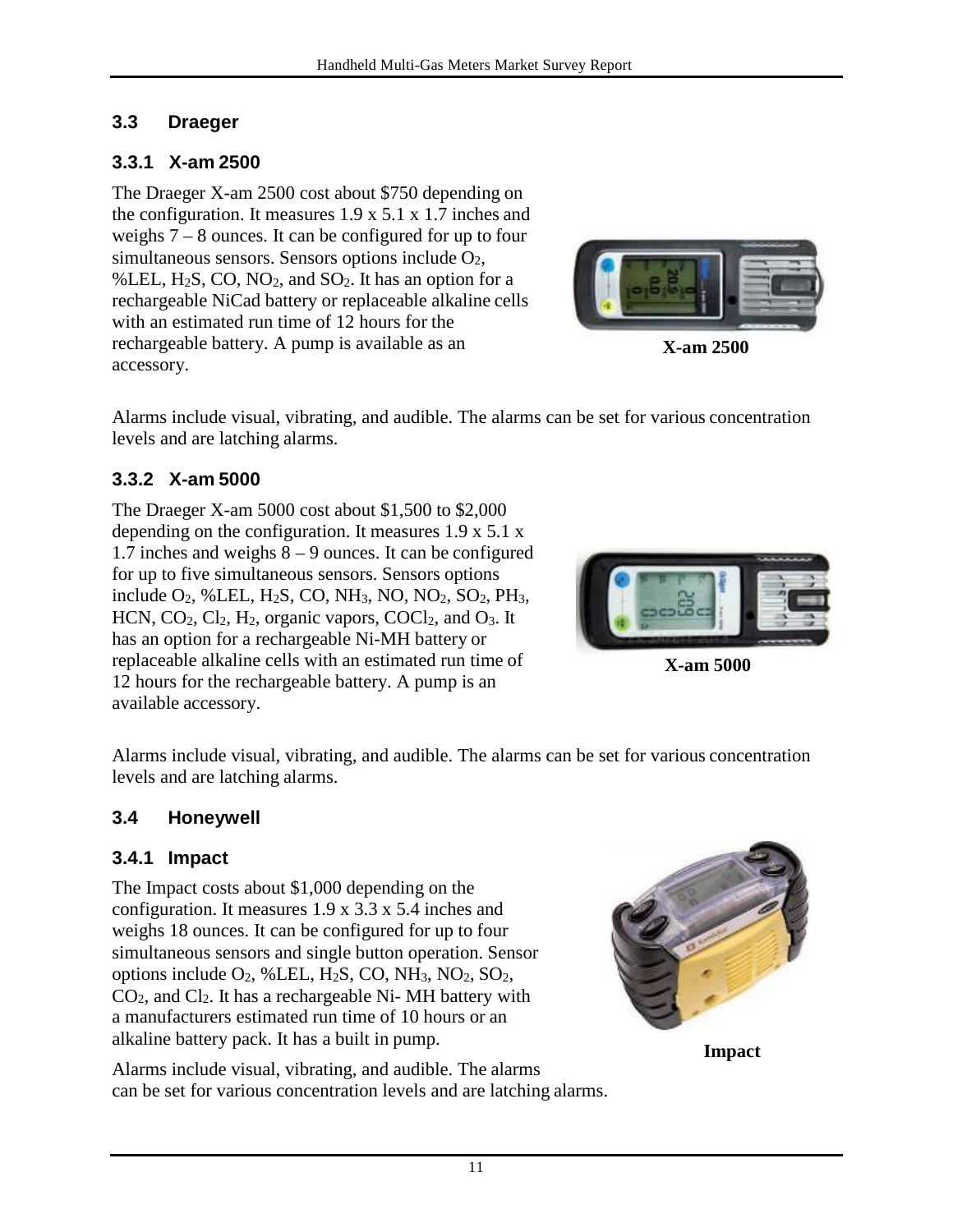## 3.3 Draeger

### 3.3.1 X-am 2500

The Draeger X-am 2500 cost about $750 depending on the configuration. It measures 1.9 x 5.1 x 1.7 inches and weighs 7 – 8 ounces. It can be configured for up to four simultaneous sensors. Sensors options include $O_2$, %LEL, $H_2S$, CO, $NO_2$, and $SO_2$. It has an option for a rechargeable NiCad battery or replaceable alkaline cells with an estimated run time of 12 hours for the rechargeable battery. A pump is available as an accessory.

**X-am 2500**

Alarms include visual, vibrating, and audible. The alarms can be set for various concentration levels and are latching alarms.

### 3.3.2 X-am 5000

The Draeger X-am 5000 cost about $1,500 to $2,000 depending on the configuration. It measures 1.9 x 5.1 x 1.7 inches and weighs 8 – 9 ounces. It can be configured for up to five simultaneous sensors. Sensors options include $O_2$, %LEL, $H_2S$, CO, $NH_3$, NO, $NO_2$, $SO_2$, $PH_3$, HCN, $CO_2$, $Cl_2$, $H_2$, organic vapors, $COCl_2$, and $O_3$. It has an option for a rechargeable Ni-MH battery or replaceable alkaline cells with an estimated run time of 12 hours for the rechargeable battery. A pump is an available accessory.

**X-am 5000**

Alarms include visual, vibrating, and audible. The alarms can be set for various concentration levels and are latching alarms.

## 3.4 Honeywell

### 3.4.1 Impact

The Impact costs about $1,000 depending on the configuration. It measures 1.9 x 3.3 x 5.4 inches and weighs 18 ounces. It can be configured for up to four simultaneous sensors and single button operation. Sensor options include $O_2$, %LEL, $H_2S$, CO, $NH_3$, $NO_2$, $SO_2$, $CO_2$, and $Cl_2$. It has a rechargeable Ni- MH battery with a manufacturers estimated run time of 10 hours or an alkaline battery pack. It has a built in pump.

**Impact**

Alarms include visual, vibrating, and audible. The alarms can be set for various concentration levels and are latching alarms.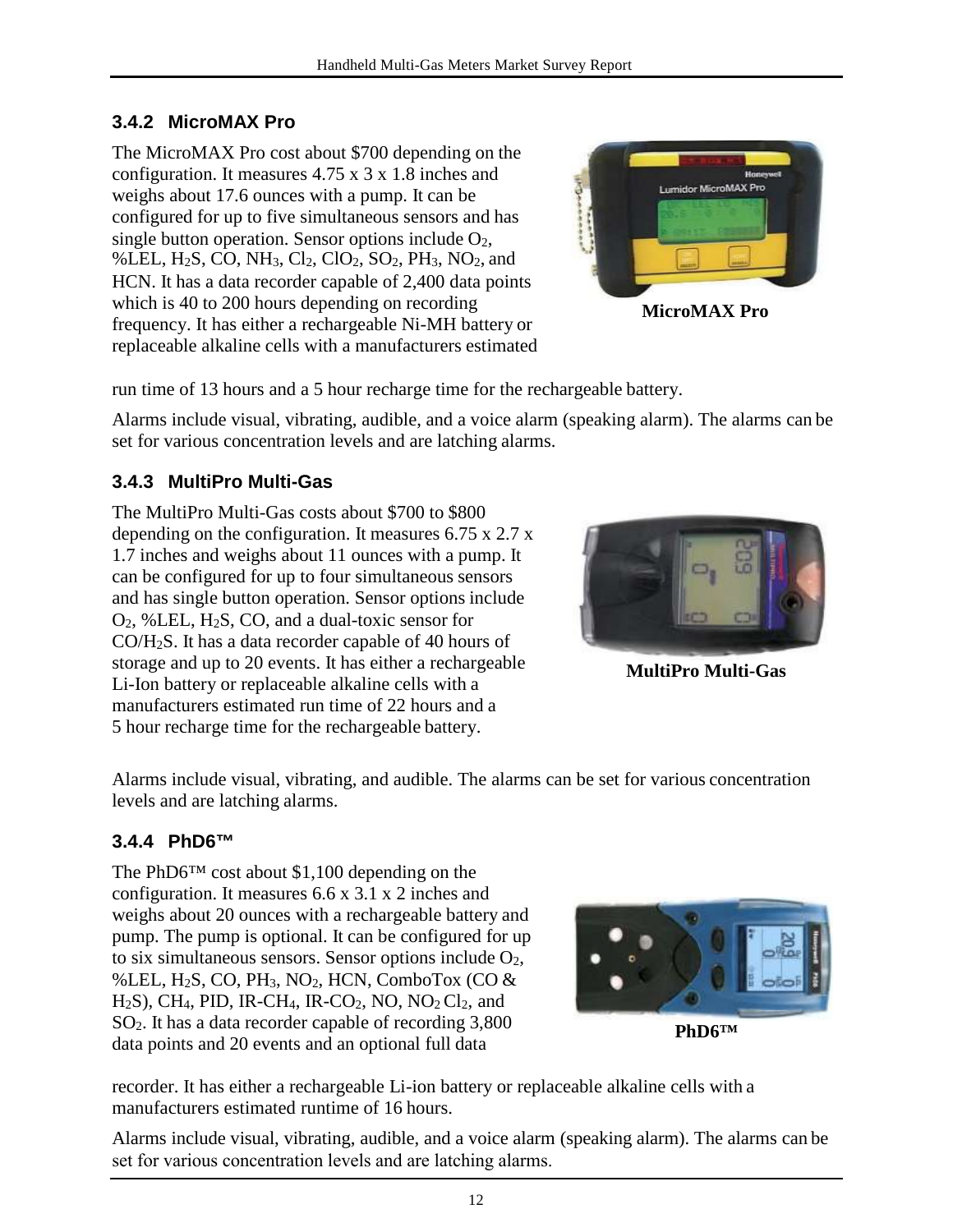### 3.4.2 MicroMAX Pro

The MicroMAX Pro cost about \$700 depending on the configuration. It measures 4.75 x 3 x 1.8 inches and weighs about 17.6 ounces with a pump. It can be configured for up to five simultaneous sensors and has single button operation. Sensor options include $O_2$, %LEL, $H_2S$, CO, $NH_3$, $Cl_2$, $ClO_2$, $SO_2$, $PH_3$, $NO_2$, and HCN. It has a data recorder capable of 2,400 data points which is 40 to 200 hours depending on recording frequency. It has either a rechargeable Ni-MH battery or replaceable alkaline cells with a manufacturers estimated run time of 13 hours and a 5 hour recharge time for the rechargeable battery.

**MicroMAX Pro**

Alarms include visual, vibrating, audible, and a voice alarm (speaking alarm). The alarms can be set for various concentration levels and are latching alarms.

### 3.4.3 MultiPro Multi-Gas

The MultiPro Multi-Gas costs about \$700 to \$800 depending on the configuration. It measures 6.75 x 2.7 x 1.7 inches and weighs about 11 ounces with a pump. It can be configured for up to four simultaneous sensors and has single button operation. Sensor options include $O_2$, %LEL, $H_2S$, CO, and a dual-toxic sensor for CO/$H_2S$. It has a data recorder capable of 40 hours of storage and up to 20 events. It has either a rechargeable Li-Ion battery or replaceable alkaline cells with a manufacturers estimated run time of 22 hours and a 5 hour recharge time for the rechargeable battery.

**MultiPro Multi-Gas**

Alarms include visual, vibrating, and audible. The alarms can be set for various concentration levels and are latching alarms.

### 3.4.4 PhD6™

The PhD6™ cost about \$1,100 depending on the configuration. It measures 6.6 x 3.1 x 2 inches and weighs about 20 ounces with a rechargeable battery and pump. The pump is optional. It can be configured for up to six simultaneous sensors. Sensor options include $O_2$, %LEL, $H_2S$, CO, $PH_3$, $NO_2$, HCN, ComboTox (CO & $H_2S$), $CH_4$, PID, IR-$CH_4$, IR-$CO_2$, NO, $NO_2$ $Cl_2$, and $SO_2$. It has a data recorder capable of recording 3,800 data points and 20 events and an optional full data recorder. It has either a rechargeable Li-ion battery or replaceable alkaline cells with a manufacturers estimated runtime of 16 hours.

**PhD6™**

Alarms include visual, vibrating, audible, and a voice alarm (speaking alarm). The alarms can be set for various concentration levels and are latching alarms.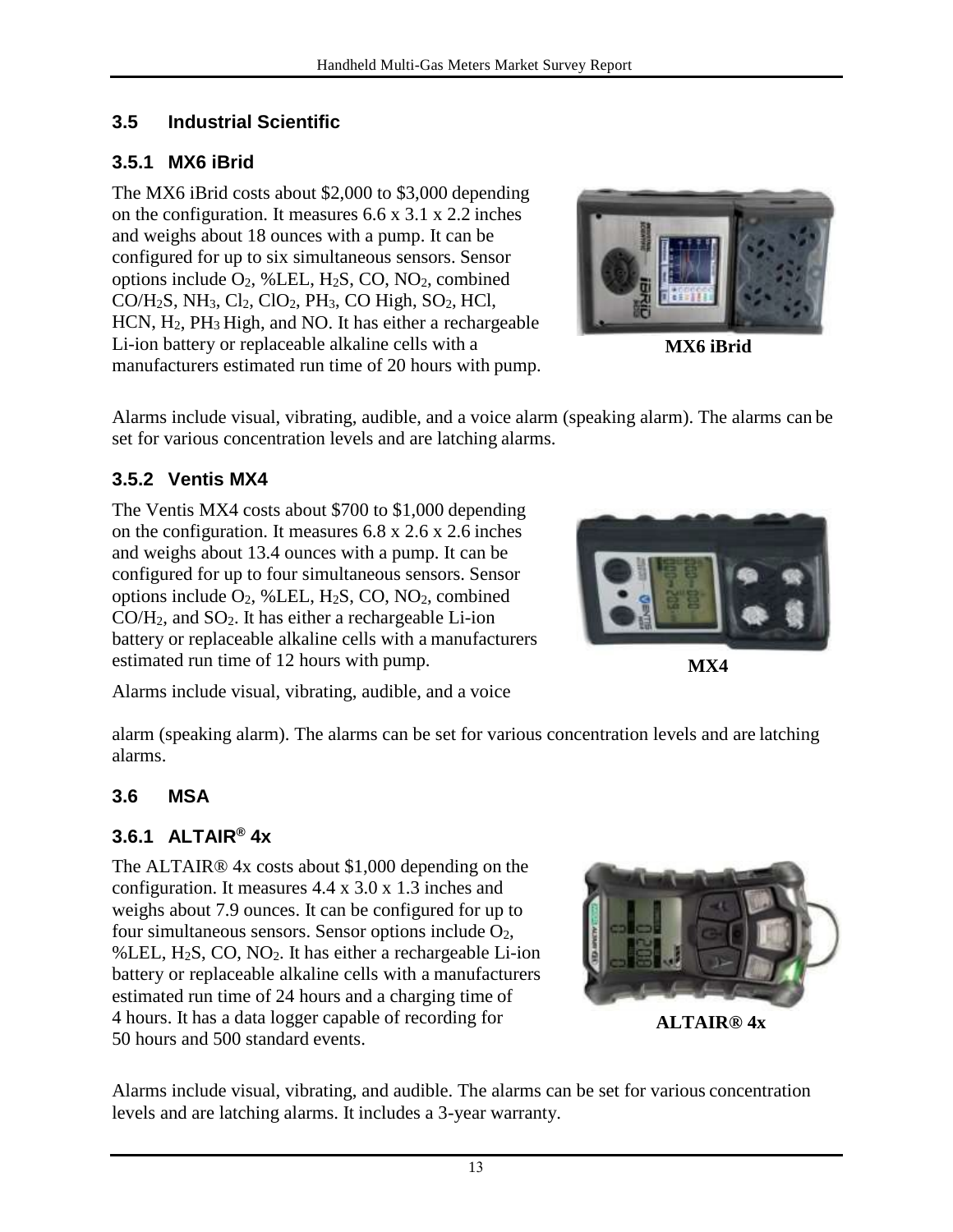## 3.5 Industrial Scientific

### 3.5.1 MX6 iBrid

The MX6 iBrid costs about $2,000 to $3,000 depending on the configuration. It measures 6.6 x 3.1 x 2.2 inches and weighs about 18 ounces with a pump. It can be configured for up to six simultaneous sensors. Sensor options include $O_2$, %LEL, $H_2S$, CO, $NO_2$, combined CO/$H_2S$, $NH_3$, $Cl_2$, $ClO_2$, $PH_3$, CO High, $SO_2$, HCl, HCN, $H_2$, $PH_3$ High, and NO. It has either a rechargeable Li-ion battery or replaceable alkaline cells with a manufacturers estimated run time of 20 hours with pump.

MX6 iBrid

Alarms include visual, vibrating, audible, and a voice alarm (speaking alarm). The alarms can be set for various concentration levels and are latching alarms.

### 3.5.2 Ventis MX4

The Ventis MX4 costs about $700 to $1,000 depending on the configuration. It measures 6.8 x 2.6 x 2.6 inches and weighs about 13.4 ounces with a pump. It can be configured for up to four simultaneous sensors. Sensor options include $O_2$, %LEL, $H_2S$, CO, $NO_2$, combined CO/$H_2$, and $SO_2$. It has either a rechargeable Li-ion battery or replaceable alkaline cells with a manufacturers estimated run time of 12 hours with pump.

MX4

Alarms include visual, vibrating, audible, and a voice alarm (speaking alarm). The alarms can be set for various concentration levels and are latching alarms.

## 3.6 MSA

### 3.6.1 ALTAIR® 4x

The ALTAIR® 4x costs about $1,000 depending on the configuration. It measures 4.4 x 3.0 x 1.3 inches and weighs about 7.9 ounces. It can be configured for up to four simultaneous sensors. Sensor options include $O_2$, %LEL, $H_2S$, CO, $NO_2$. It has either a rechargeable Li-ion battery or replaceable alkaline cells with a manufacturers estimated run time of 24 hours and a charging time of 4 hours. It has a data logger capable of recording for 50 hours and 500 standard events.

ALTAIR® 4x

Alarms include visual, vibrating, and audible. The alarms can be set for various concentration levels and are latching alarms. It includes a 3-year warranty.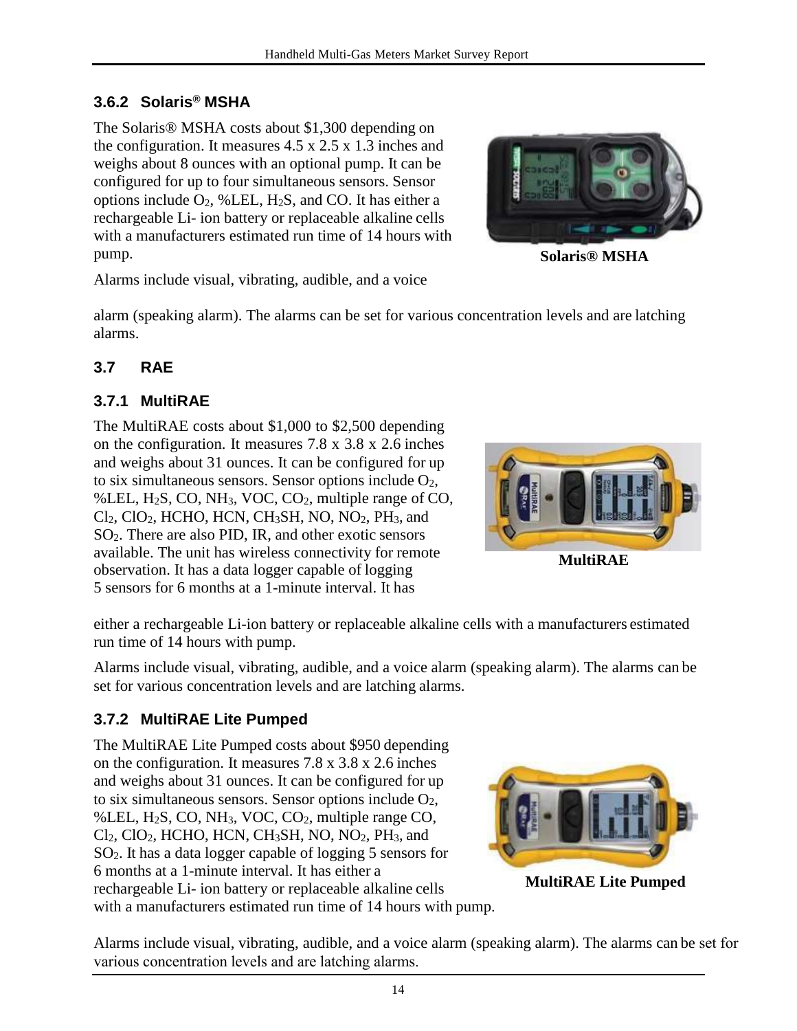### 3.6.2 Solaris® MSHA

The Solaris® MSHA costs about $1,300 depending on the configuration. It measures 4.5 x 2.5 x 1.3 inches and weighs about 8 ounces with an optional pump. It can be configured for up to four simultaneous sensors. Sensor options include $O_2$, %LEL, $H_2S$, and CO. It has either a rechargeable Li- ion battery or replaceable alkaline cells with a manufacturers estimated run time of 14 hours with pump.

**Solaris® MSHA**

Alarms include visual, vibrating, audible, and a voice alarm (speaking alarm). The alarms can be set for various concentration levels and are latching alarms.

## 3.7 RAE

### 3.7.1 MultiRAE

The MultiRAE costs about $1,000 to $2,500 depending on the configuration. It measures 7.8 x 3.8 x 2.6 inches and weighs about 31 ounces. It can be configured for up to six simultaneous sensors. Sensor options include $O_2$, %LEL, $H_2S$, CO, $NH_3$, VOC, $CO_2$, multiple range of CO, $Cl_2$, $ClO_2$, HCHO, HCN, $CH_3SH$, NO, $NO_2$, $PH_3$, and $SO_2$. There are also PID, IR, and other exotic sensors available. The unit has wireless connectivity for remote observation. It has a data logger capable of logging 5 sensors for 6 months at a 1-minute interval. It has either a rechargeable Li-ion battery or replaceable alkaline cells with a manufacturers estimated run time of 14 hours with pump.

**MultiRAE**

Alarms include visual, vibrating, audible, and a voice alarm (speaking alarm). The alarms can be set for various concentration levels and are latching alarms.

### 3.7.2 MultiRAE Lite Pumped

The MultiRAE Lite Pumped costs about $950 depending on the configuration. It measures 7.8 x 3.8 x 2.6 inches and weighs about 31 ounces. It can be configured for up to six simultaneous sensors. Sensor options include $O_2$, %LEL, $H_2S$, CO, $NH_3$, VOC, $CO_2$, multiple range CO, $Cl_2$, $ClO_2$, HCHO, HCN, $CH_3SH$, NO, $NO_2$, $PH_3$, and $SO_2$. It has a data logger capable of logging 5 sensors for 6 months at a 1-minute interval. It has either a rechargeable Li- ion battery or replaceable alkaline cells with a manufacturers estimated run time of 14 hours with pump.

**MultiRAE Lite Pumped**

Alarms include visual, vibrating, audible, and a voice alarm (speaking alarm). The alarms can be set for various concentration levels and are latching alarms.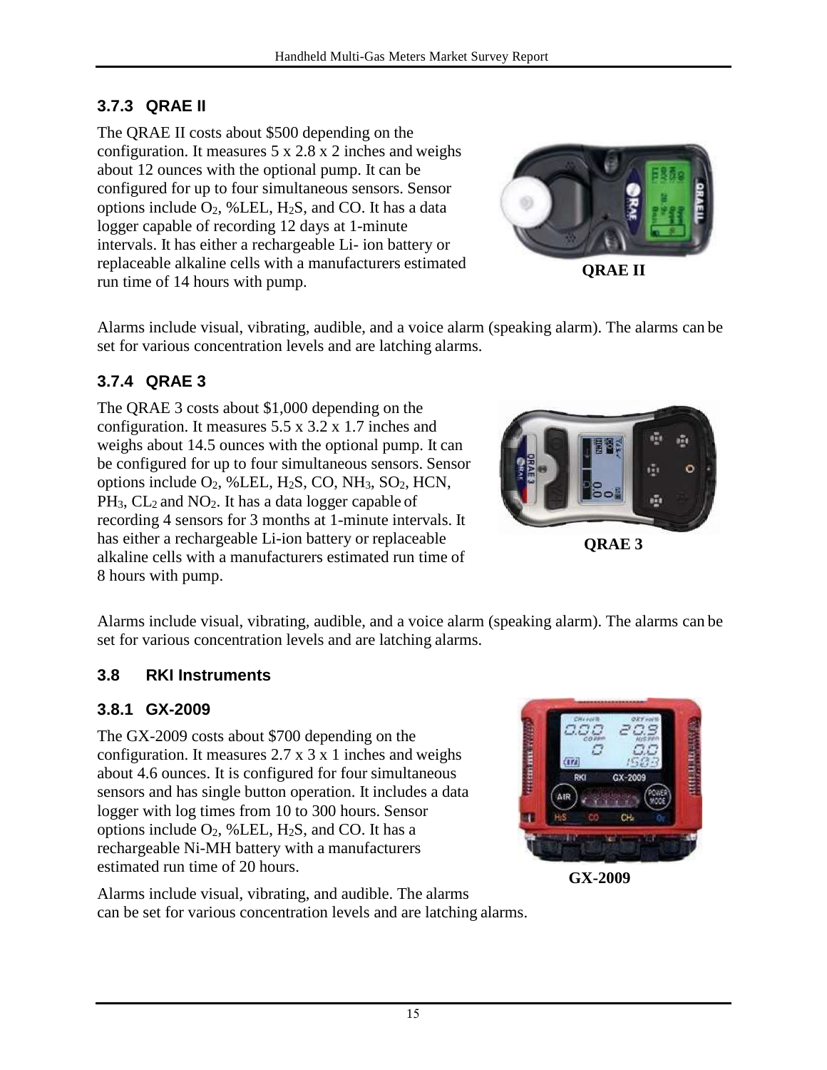### 3.7.3 QRAE II

The QRAE II costs about \$500 depending on the configuration. It measures 5 x 2.8 x 2 inches and weighs about 12 ounces with the optional pump. It can be configured for up to four simultaneous sensors. Sensor options include $O_2$, %LEL, $H_2S$, and CO. It has a data logger capable of recording 12 days at 1-minute intervals. It has either a rechargeable Li- ion battery or replaceable alkaline cells with a manufacturers estimated run time of 14 hours with pump.

**QRAE II**

Alarms include visual, vibrating, audible, and a voice alarm (speaking alarm). The alarms can be set for various concentration levels and are latching alarms.

### 3.7.4 QRAE 3

The QRAE 3 costs about \$1,000 depending on the configuration. It measures 5.5 x 3.2 x 1.7 inches and weighs about 14.5 ounces with the optional pump. It can be configured for up to four simultaneous sensors. Sensor options include $O_2$, %LEL, $H_2S$, CO, $NH_3$, $SO_2$, HCN, $PH_3$, $CL_2$ and $NO_2$. It has a data logger capable of recording 4 sensors for 3 months at 1-minute intervals. It has either a rechargeable Li-ion battery or replaceable alkaline cells with a manufacturers estimated run time of 8 hours with pump.

**QRAE 3**

Alarms include visual, vibrating, audible, and a voice alarm (speaking alarm). The alarms can be set for various concentration levels and are latching alarms.

## 3.8 RKI Instruments

### 3.8.1 GX-2009

The GX-2009 costs about \$700 depending on the configuration. It measures 2.7 x 3 x 1 inches and weighs about 4.6 ounces. It is configured for four simultaneous sensors and has single button operation. It includes a data logger with log times from 10 to 300 hours. Sensor options include $O_2$, %LEL, $H_2S$, and CO. It has a rechargeable Ni-MH battery with a manufacturers estimated run time of 20 hours.

**GX-2009**

Alarms include visual, vibrating, and audible. The alarms can be set for various concentration levels and are latching alarms.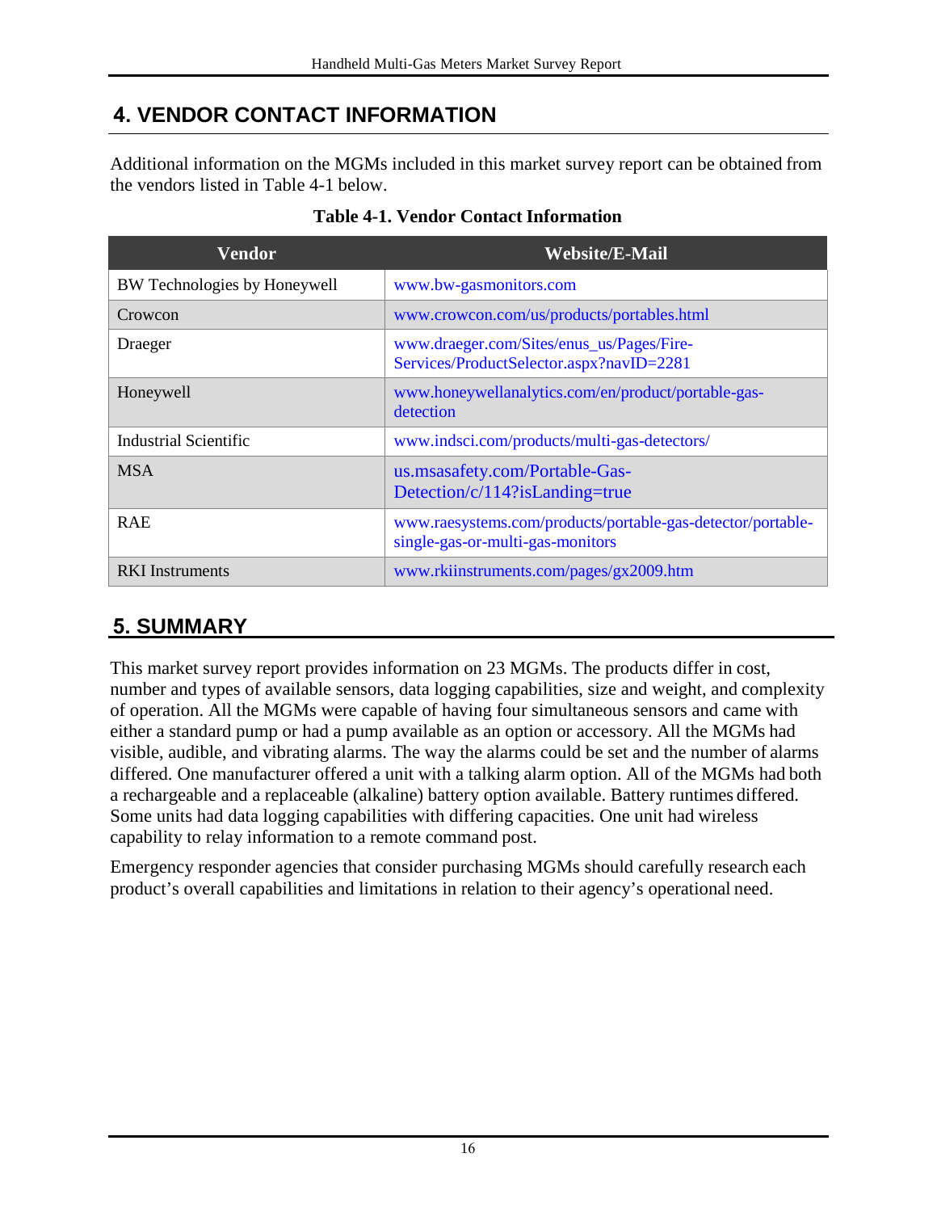## 4. VENDOR CONTACT INFORMATION

Additional information on the MGMs included in this market survey report can be obtained from the vendors listed in Table 4-1 below.

**Table 4-1. Vendor Contact Information**

| Vendor | Website/E-Mail |
|---|---|
| BW Technologies by Honeywell | www.bw-gasmonitors.com |
| Crowcon | www.crowcon.com/us/products/portables.html |
| Draeger | www.draeger.com/Sites/enus_us/Pages/Fire-Services/ProductSelector.aspx?navID=2281 |
| Honeywell | www.honeywellanalytics.com/en/product/portable-gas-detection |
| Industrial Scientific | www.indsci.com/products/multi-gas-detectors/ |
| MSA | us.msasafety.com/Portable-Gas-Detection/c/114?isLanding=true |
| RAE | www.raesystems.com/products/portable-gas-detector/portable-single-gas-or-multi-gas-monitors |
| RKI Instruments | www.rkiinstruments.com/pages/gx2009.htm |

## 5. SUMMARY

This market survey report provides information on 23 MGMs. The products differ in cost, number and types of available sensors, data logging capabilities, size and weight, and complexity of operation. All the MGMs were capable of having four simultaneous sensors and came with either a standard pump or had a pump available as an option or accessory. All the MGMs had visible, audible, and vibrating alarms. The way the alarms could be set and the number of alarms differed. One manufacturer offered a unit with a talking alarm option. All of the MGMs had both a rechargeable and a replaceable (alkaline) battery option available. Battery runtimes differed. Some units had data logging capabilities with differing capacities. One unit had wireless capability to relay information to a remote command post.

Emergency responder agencies that consider purchasing MGMs should carefully research each product's overall capabilities and limitations in relation to their agency's operational need.